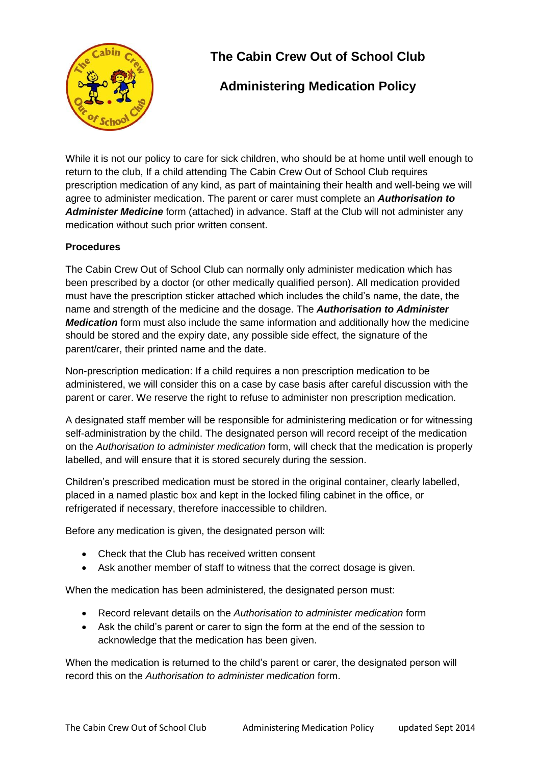# The Cabin Crew Out of School Club

## Administering Medication Policy

While it is not our policy to care for sick children, who should be at home until well enough to return to the club, If a child attending The Cabin Crew Out of School Club requires prescription medication of any kind, as part of maintaining their health and well-being we will agree to administer medication. The parent or carer must complete an ***Authorisation to Administer Medicine*** form (attached) in advance. Staff at the Club will not administer any medication without such prior written consent.

**Procedures**

The Cabin Crew Out of School Club can normally only administer medication which has been prescribed by a doctor (or other medically qualified person). All medication provided must have the prescription sticker attached which includes the child's name, the date, the name and strength of the medicine and the dosage. The ***Authorisation to Administer Medication*** form must also include the same information and additionally how the medicine should be stored and the expiry date, any possible side effect, the signature of the parent/carer, their printed name and the date.

Non-prescription medication: If a child requires a non prescription medication to be administered, we will consider this on a case by case basis after careful discussion with the parent or carer. We reserve the right to refuse to administer non prescription medication.

A designated staff member will be responsible for administering medication or for witnessing self-administration by the child. The designated person will record receipt of the medication on the *Authorisation to administer medication* form, will check that the medication is properly labelled, and will ensure that it is stored securely during the session.

Children's prescribed medication must be stored in the original container, clearly labelled, placed in a named plastic box and kept in the locked filing cabinet in the office, or refrigerated if necessary, therefore inaccessible to children.

Before any medication is given, the designated person will:

- Check that the Club has received written consent
- Ask another member of staff to witness that the correct dosage is given.

When the medication has been administered, the designated person must:

- Record relevant details on the *Authorisation to administer medication* form
- Ask the child's parent or carer to sign the form at the end of the session to acknowledge that the medication has been given.

When the medication is returned to the child's parent or carer, the designated person will record this on the *Authorisation to administer medication* form.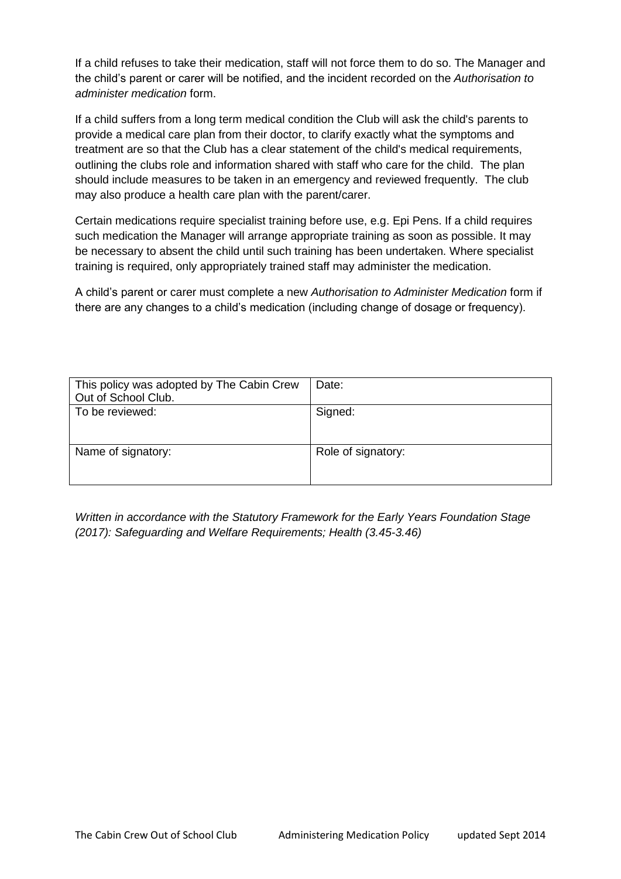If a child refuses to take their medication, staff will not force them to do so. The Manager and the child's parent or carer will be notified, and the incident recorded on the *Authorisation to administer medication* form.

If a child suffers from a long term medical condition the Club will ask the child's parents to provide a medical care plan from their doctor, to clarify exactly what the symptoms and treatment are so that the Club has a clear statement of the child's medical requirements, outlining the clubs role and information shared with staff who care for the child. The plan should include measures to be taken in an emergency and reviewed frequently. The club may also produce a health care plan with the parent/carer.

Certain medications require specialist training before use, e.g. Epi Pens. If a child requires such medication the Manager will arrange appropriate training as soon as possible. It may be necessary to absent the child until such training has been undertaken. Where specialist training is required, only appropriately trained staff may administer the medication.

A child's parent or carer must complete a new *Authorisation to Administer Medication* form if there are any changes to a child's medication (including change of dosage or frequency).

| This policy was adopted by The Cabin Crew Out of School Club. | Date: |
| --- | --- |
| To be reviewed: | Signed: |
| Name of signatory: | Role of signatory: |

*Written in accordance with the Statutory Framework for the Early Years Foundation Stage (2017): Safeguarding and Welfare Requirements; Health (3.45-3.46)*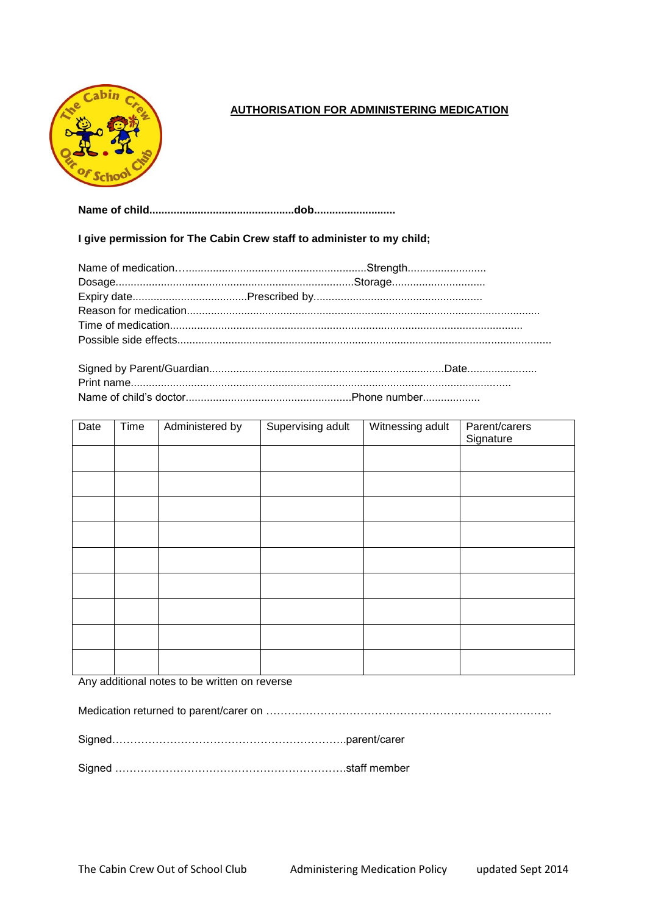## AUTHORISATION FOR ADMINISTERING MEDICATION

**Name of child................................................dob...........................**

**I give permission for The Cabin Crew staff to administer to my child;**

Name of medication…............................................................Strength..........................
Dosage..............................................................................Storage..............................
Expiry date......................................Prescribed by.......................................................
Reason for medication...................................................................................................................
Time of medication..................................................................................................................
Possible side effects..........................................................................................................................

Signed by Parent/Guardian............................................................................Date.......................
Print name...........................................................................................................................
Name of child's doctor......................................................Phone number...................

| Date | Time | Administered by | Supervising adult | Witnessing adult | Parent/carers Signature |
|---|---|---|---|---|---|
| | | | | | |
| | | | | | |
| | | | | | |
| | | | | | |
| | | | | | |
| | | | | | |
| | | | | | |
| | | | | | |
| | | | | | |

Any additional notes to be written on reverse

Medication returned to parent/carer on ……………………………………………………………………

Signed………………………………………………………..parent/carer

Signed ………………………………………………………staff member